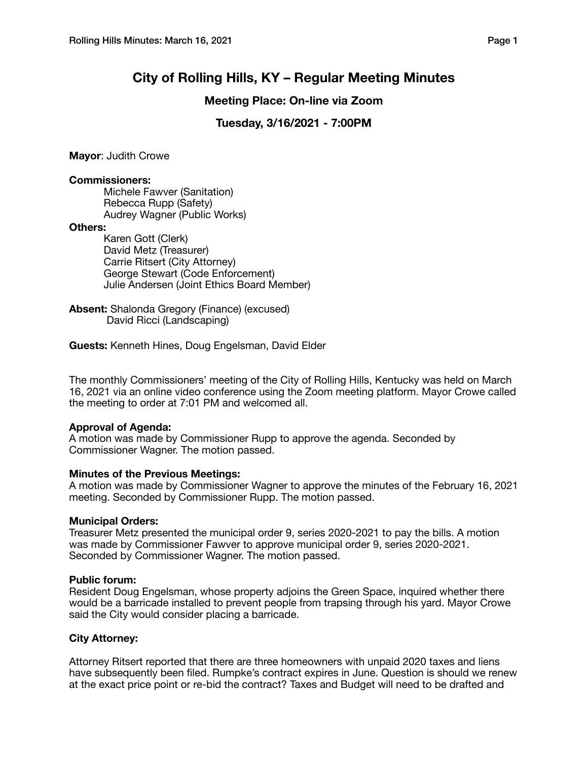# City of Rolling Hills, KY – Regular Meeting Minutes

## Meeting Place: On-line via Zoom

## Tuesday, 3/16/2021 - 7:00PM

**Mayor**: Judith Crowe

**Commissioners:**

Michele Fawver (Sanitation)
Rebecca Rupp (Safety)
Audrey Wagner (Public Works)

**Others:**

Karen Gott (Clerk)
David Metz (Treasurer)
Carrie Ritsert (City Attorney)
George Stewart (Code Enforcement)
Julie Andersen (Joint Ethics Board Member)

**Absent:** Shalonda Gregory (Finance) (excused)
David Ricci (Landscaping)

**Guests:** Kenneth Hines, Doug Engelsman, David Elder

The monthly Commissioners' meeting of the City of Rolling Hills, Kentucky was held on March 16, 2021 via an online video conference using the Zoom meeting platform. Mayor Crowe called the meeting to order at 7:01 PM and welcomed all.

**Approval of Agenda:**
A motion was made by Commissioner Rupp to approve the agenda. Seconded by Commissioner Wagner. The motion passed.

**Minutes of the Previous Meetings:**
A motion was made by Commissioner Wagner to approve the minutes of the February 16, 2021 meeting. Seconded by Commissioner Rupp. The motion passed.

**Municipal Orders:**
Treasurer Metz presented the municipal order 9, series 2020-2021 to pay the bills. A motion was made by Commissioner Fawver to approve municipal order 9, series 2020-2021. Seconded by Commissioner Wagner. The motion passed.

**Public forum:**
Resident Doug Engelsman, whose property adjoins the Green Space, inquired whether there would be a barricade installed to prevent people from trapsing through his yard. Mayor Crowe said the City would consider placing a barricade.

**City Attorney:**

Attorney Ritsert reported that there are three homeowners with unpaid 2020 taxes and liens have subsequently been filed. Rumpke's contract expires in June. Question is should we renew at the exact price point or re-bid the contract? Taxes and Budget will need to be drafted and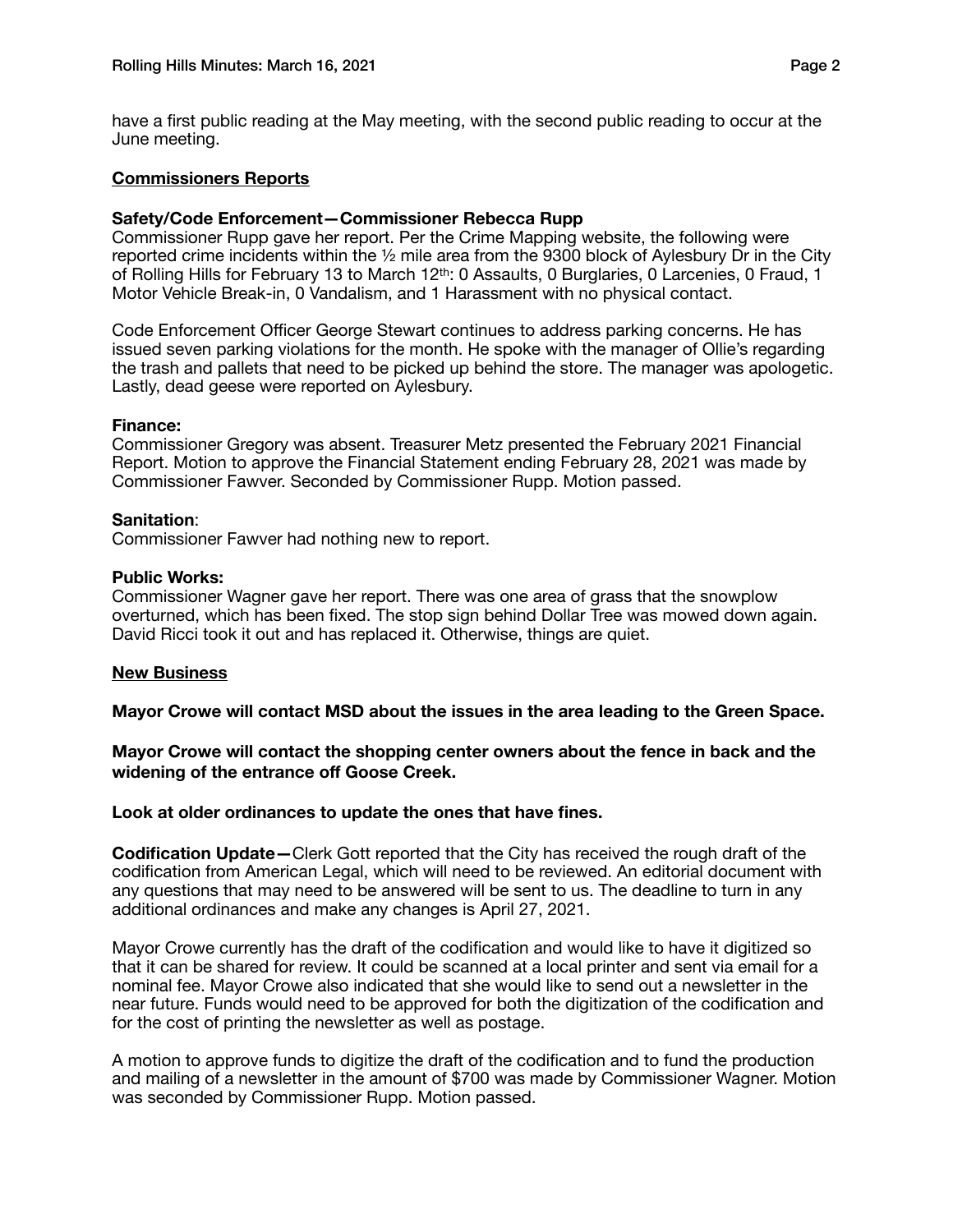have a first public reading at the May meeting, with the second public reading to occur at the June meeting.

**<u>Commissioners Reports</u>**

**Safety/Code Enforcement—Commissioner Rebecca Rupp**

Commissioner Rupp gave her report. Per the Crime Mapping website, the following were reported crime incidents within the ½ mile area from the 9300 block of Aylesbury Dr in the City of Rolling Hills for February 13 to March 12th: 0 Assaults, 0 Burglaries, 0 Larcenies, 0 Fraud, 1 Motor Vehicle Break-in, 0 Vandalism, and 1 Harassment with no physical contact.

Code Enforcement Officer George Stewart continues to address parking concerns. He has issued seven parking violations for the month. He spoke with the manager of Ollie's regarding the trash and pallets that need to be picked up behind the store. The manager was apologetic. Lastly, dead geese were reported on Aylesbury.

**Finance:**

Commissioner Gregory was absent. Treasurer Metz presented the February 2021 Financial Report. Motion to approve the Financial Statement ending February 28, 2021 was made by Commissioner Fawver. Seconded by Commissioner Rupp. Motion passed.

**Sanitation**:

Commissioner Fawver had nothing new to report.

**Public Works:**

Commissioner Wagner gave her report. There was one area of grass that the snowplow overturned, which has been fixed. The stop sign behind Dollar Tree was mowed down again. David Ricci took it out and has replaced it. Otherwise, things are quiet.

**<u>New Business</u>**

**Mayor Crowe will contact MSD about the issues in the area leading to the Green Space.**

**Mayor Crowe will contact the shopping center owners about the fence in back and the widening of the entrance off Goose Creek.**

**Look at older ordinances to update the ones that have fines.**

**Codification Update—**Clerk Gott reported that the City has received the rough draft of the codification from American Legal, which will need to be reviewed. An editorial document with any questions that may need to be answered will be sent to us. The deadline to turn in any additional ordinances and make any changes is April 27, 2021.

Mayor Crowe currently has the draft of the codification and would like to have it digitized so that it can be shared for review. It could be scanned at a local printer and sent via email for a nominal fee. Mayor Crowe also indicated that she would like to send out a newsletter in the near future. Funds would need to be approved for both the digitization of the codification and for the cost of printing the newsletter as well as postage.

A motion to approve funds to digitize the draft of the codification and to fund the production and mailing of a newsletter in the amount of $700 was made by Commissioner Wagner. Motion was seconded by Commissioner Rupp. Motion passed.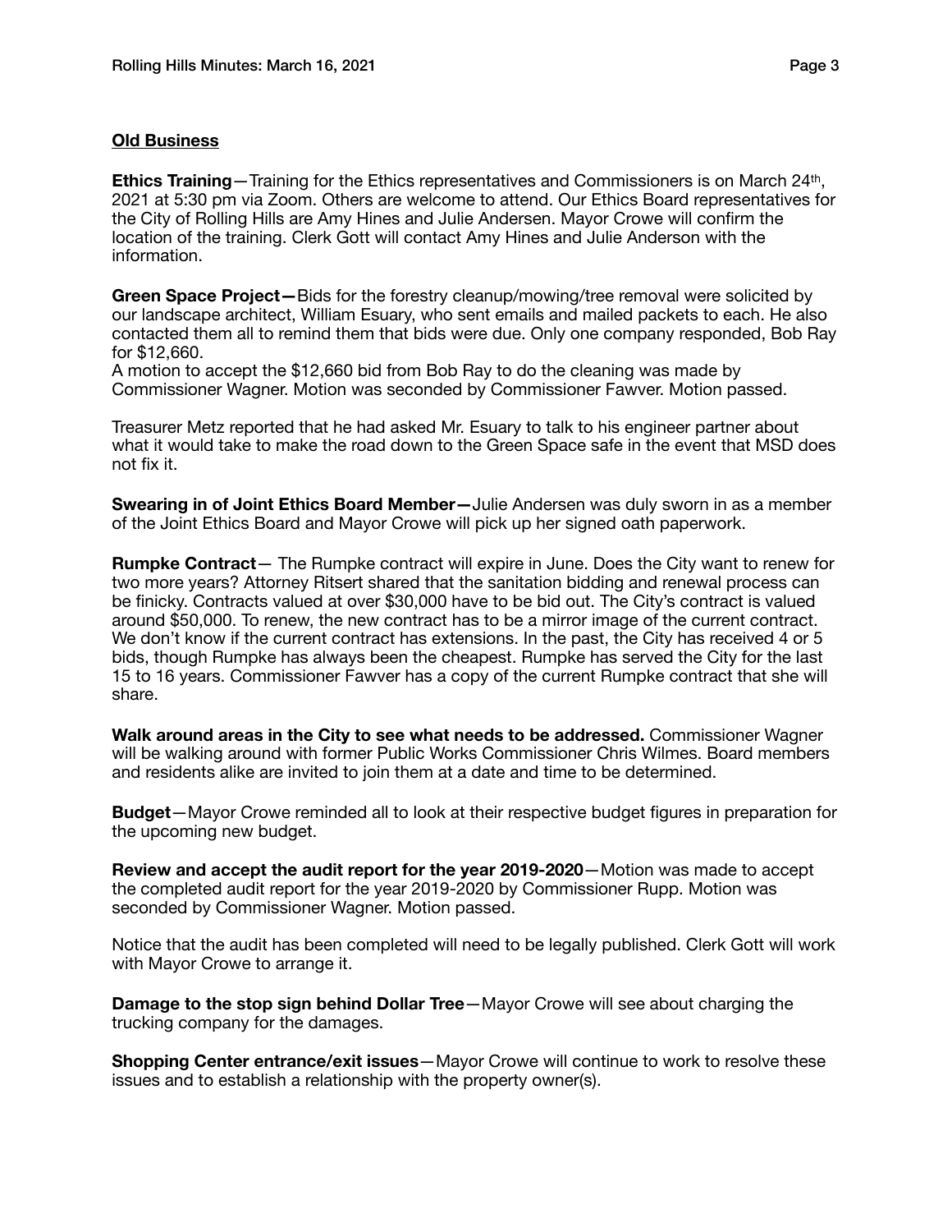**Old Business**

**Ethics Training**—Training for the Ethics representatives and Commissioners is on March 24th, 2021 at 5:30 pm via Zoom. Others are welcome to attend. Our Ethics Board representatives for the City of Rolling Hills are Amy Hines and Julie Andersen. Mayor Crowe will confirm the location of the training. Clerk Gott will contact Amy Hines and Julie Anderson with the information.

**Green Space Project—**Bids for the forestry cleanup/mowing/tree removal were solicited by our landscape architect, William Esuary, who sent emails and mailed packets to each. He also contacted them all to remind them that bids were due. Only one company responded, Bob Ray for $12,660.
A motion to accept the $12,660 bid from Bob Ray to do the cleaning was made by Commissioner Wagner. Motion was seconded by Commissioner Fawver. Motion passed.

Treasurer Metz reported that he had asked Mr. Esuary to talk to his engineer partner about what it would take to make the road down to the Green Space safe in the event that MSD does not fix it.

**Swearing in of Joint Ethics Board Member—**Julie Andersen was duly sworn in as a member of the Joint Ethics Board and Mayor Crowe will pick up her signed oath paperwork.

**Rumpke Contract**— The Rumpke contract will expire in June. Does the City want to renew for two more years? Attorney Ritsert shared that the sanitation bidding and renewal process can be finicky. Contracts valued at over $30,000 have to be bid out. The City's contract is valued around $50,000. To renew, the new contract has to be a mirror image of the current contract. We don't know if the current contract has extensions. In the past, the City has received 4 or 5 bids, though Rumpke has always been the cheapest. Rumpke has served the City for the last 15 to 16 years. Commissioner Fawver has a copy of the current Rumpke contract that she will share.

**Walk around areas in the City to see what needs to be addressed.** Commissioner Wagner will be walking around with former Public Works Commissioner Chris Wilmes. Board members and residents alike are invited to join them at a date and time to be determined.

**Budget**—Mayor Crowe reminded all to look at their respective budget figures in preparation for the upcoming new budget.

**Review and accept the audit report for the year 2019-2020**—Motion was made to accept the completed audit report for the year 2019-2020 by Commissioner Rupp. Motion was seconded by Commissioner Wagner. Motion passed.

Notice that the audit has been completed will need to be legally published. Clerk Gott will work with Mayor Crowe to arrange it.

**Damage to the stop sign behind Dollar Tree**—Mayor Crowe will see about charging the trucking company for the damages.

**Shopping Center entrance/exit issues**—Mayor Crowe will continue to work to resolve these issues and to establish a relationship with the property owner(s).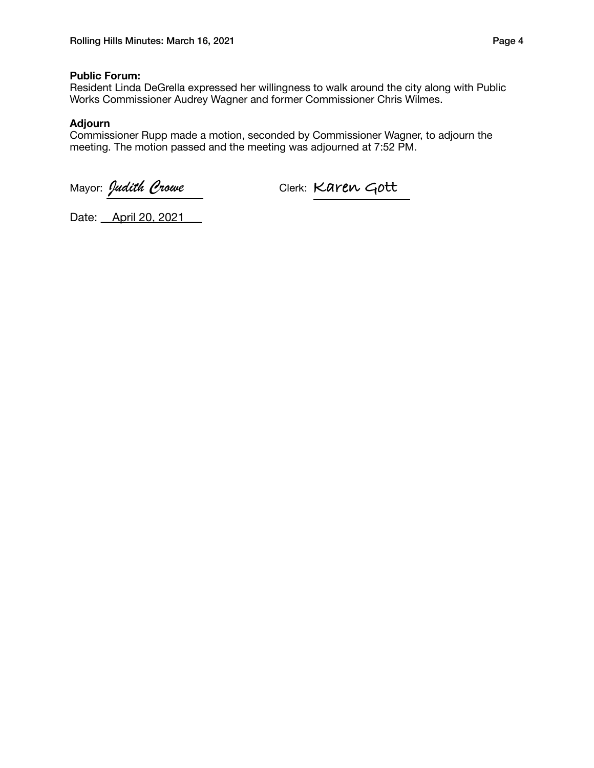**Public Forum:**
Resident Linda DeGrella expressed her willingness to walk around the city along with Public Works Commissioner Audrey Wagner and former Commissioner Chris Wilmes.

**Adjourn**
Commissioner Rupp made a motion, seconded by Commissioner Wagner, to adjourn the meeting. The motion passed and the meeting was adjourned at 7:52 PM.

Mayor: *Judith Crowe* Clerk: Karen Gott

Date: April 20, 2021